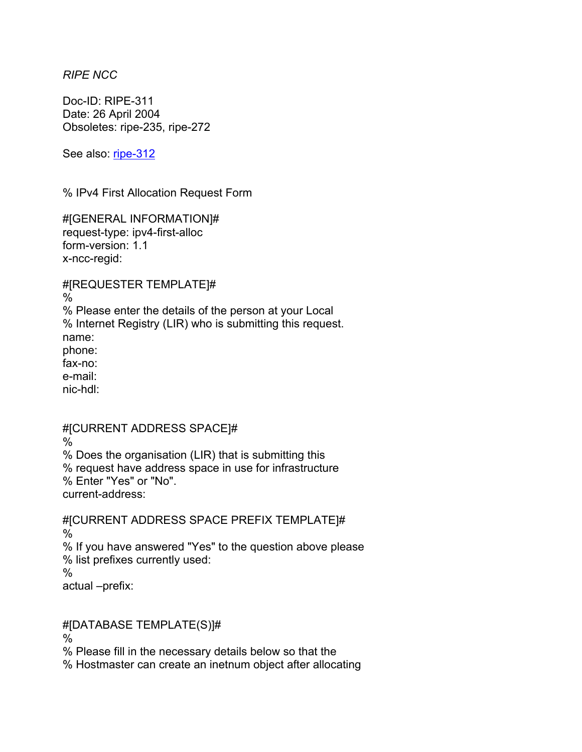*RIPE NCC*

Doc-ID: RIPE-311
Date: 26 April 2004
Obsoletes: ripe-235, ripe-272

See also: ripe-312

```
% IPv4 First Allocation Request Form

#[GENERAL INFORMATION]#
request-type: ipv4-first-alloc
form-version: 1.1
x-ncc-regid:

#[REQUESTER TEMPLATE]#
%
% Please enter the details of the person at your Local
% Internet Registry (LIR) who is submitting this request.
name:
phone:
fax-no:
e-mail:
nic-hdl:


#[CURRENT ADDRESS SPACE]#
%
% Does the organisation (LIR) that is submitting this
% request have address space in use for infrastructure
% Enter "Yes" or "No".
current-address:

#[CURRENT ADDRESS SPACE PREFIX TEMPLATE]#
%
% If you have answered "Yes" to the question above please
% list prefixes currently used:
%
actual –prefix:


#[DATABASE TEMPLATE(S)]#
%
% Please fill in the necessary details below so that the
% Hostmaster can create an inetnum object after allocating
```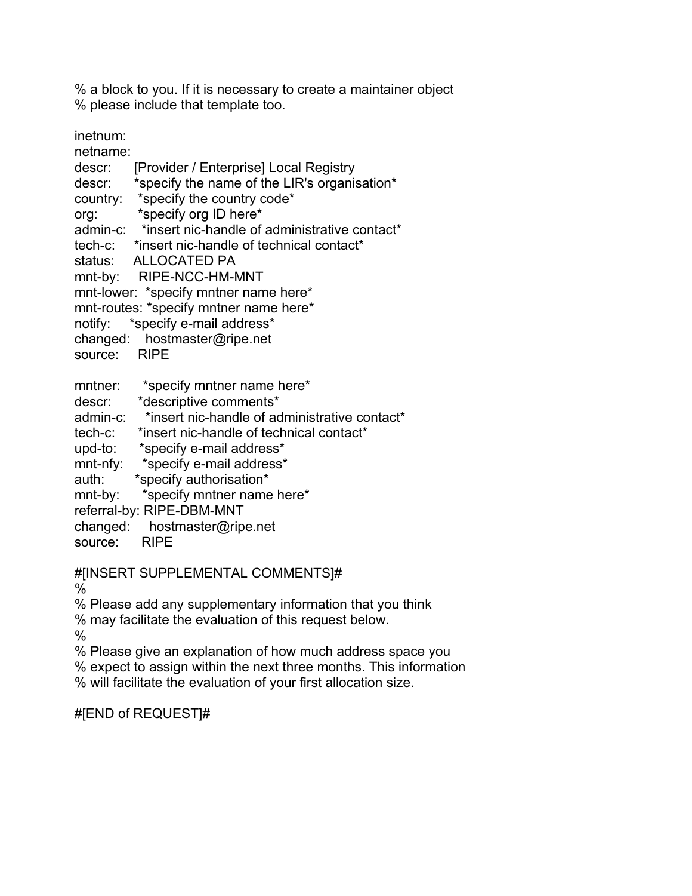```
% a block to you. If it is necessary to create a maintainer object
% please include that template too.

inetnum:
netname:
descr:      [Provider / Enterprise] Local Registry
descr:      *specify the name of the LIR's organisation*
country:    *specify the country code*
org:        *specify org ID here*
admin-c:    *insert nic-handle of administrative contact*
tech-c:     *insert nic-handle of technical contact*
status:     ALLOCATED PA
mnt-by:     RIPE-NCC-HM-MNT
mnt-lower:  *specify mntner name here*
mnt-routes: *specify mntner name here*
notify:     *specify e-mail address*
changed:    hostmaster@ripe.net
source:     RIPE

mntner:      *specify mntner name here*
descr:       *descriptive comments*
admin-c:     *insert nic-handle of administrative contact*
tech-c:      *insert nic-handle of technical contact*
upd-to:      *specify e-mail address*
mnt-nfy:     *specify e-mail address*
auth:        *specify authorisation*
mnt-by:      *specify mntner name here*
referral-by: RIPE-DBM-MNT
changed:     hostmaster@ripe.net
source:      RIPE

#[INSERT SUPPLEMENTAL COMMENTS]#
%
% Please add any supplementary information that you think
% may facilitate the evaluation of this request below.
%
% Please give an explanation of how much address space you
% expect to assign within the next three months. This information
% will facilitate the evaluation of your first allocation size.

#[END of REQUEST]#
```